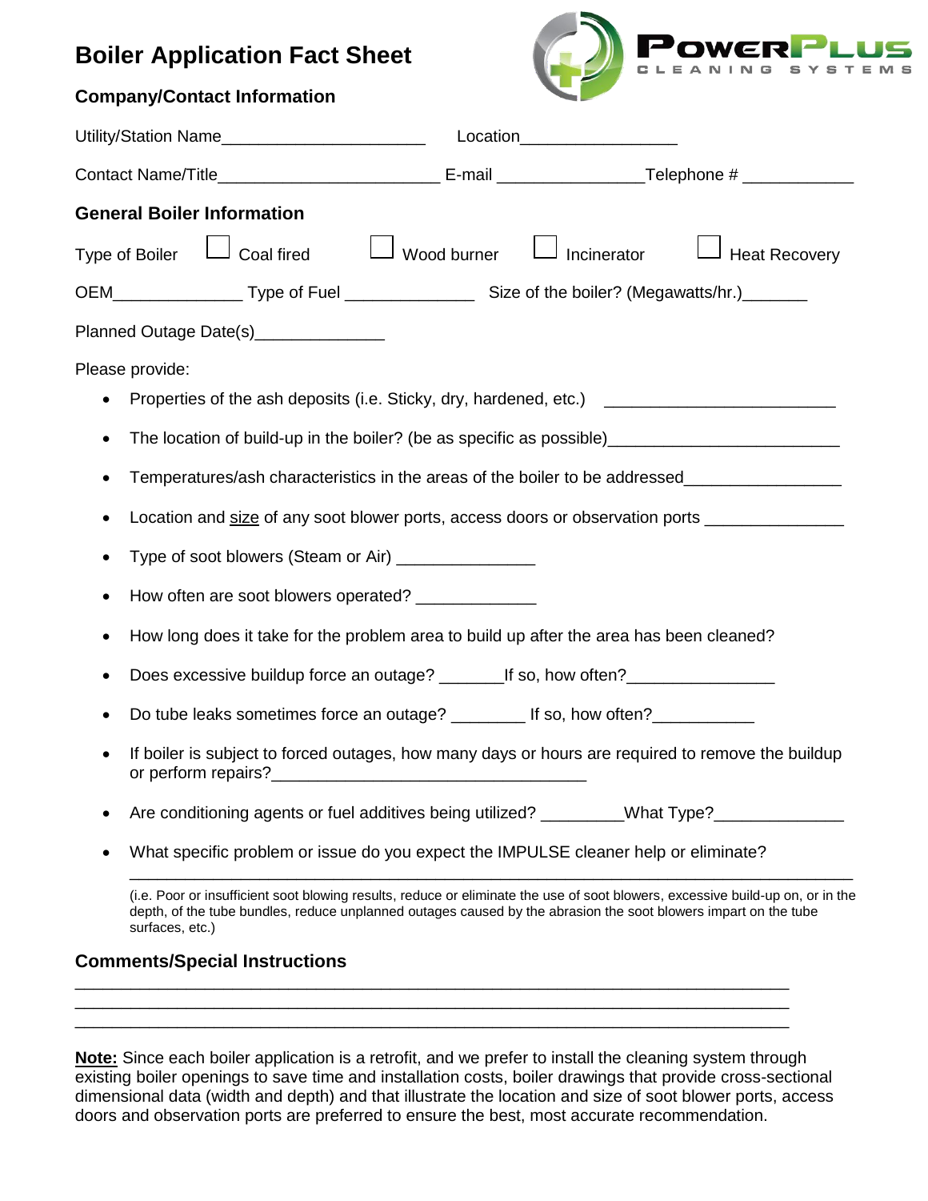# Boiler Application Fact Sheet

POWERPLUS CLEANING SYSTEMS

## Company/Contact Information

Utility/Station Name______________________ Location_________________

Contact Name/Title________________________ E-mail ________________Telephone # ____________

## General Boiler Information

Type of Boiler ☐ Coal fired ☐ Wood burner ☐ Incinerator ☐ Heat Recovery

OEM______________ Type of Fuel ______________ Size of the boiler? (Megawatts/hr.)_______

Planned Outage Date(s)______________

Please provide:

- Properties of the ash deposits (i.e. Sticky, dry, hardened, etc.) ________________________
- The location of build-up in the boiler? (be as specific as possible)________________________
- Temperatures/ash characteristics in the areas of the boiler to be addressed_________________
- Location and <u>size</u> of any soot blower ports, access doors or observation ports _______________
- Type of soot blowers (Steam or Air) _______________
- How often are soot blowers operated? _____________
- How long does it take for the problem area to build up after the area has been cleaned?
- Does excessive buildup force an outage? _______If so, how often?________________
- Do tube leaks sometimes force an outage? ________ If so, how often?___________
- If boiler is subject to forced outages, how many days or hours are required to remove the buildup or perform repairs?___________________________________
- Are conditioning agents or fuel additives being utilized? _________What Type?______________
- What specific problem or issue do you expect the IMPULSE cleaner help or eliminate?
  ___________________________________________________________________________

  (i.e. Poor or insufficient soot blowing results, reduce or eliminate the use of soot blowers, excessive build-up on, or in the depth, of the tube bundles, reduce unplanned outages caused by the abrasion the soot blowers impart on the tube surfaces, etc.)

## Comments/Special Instructions

___________________________________________________________________________
___________________________________________________________________________
___________________________________________________________________________

**<u>Note:</u>** Since each boiler application is a retrofit, and we prefer to install the cleaning system through existing boiler openings to save time and installation costs, boiler drawings that provide cross-sectional dimensional data (width and depth) and that illustrate the location and size of soot blower ports, access doors and observation ports are preferred to ensure the best, most accurate recommendation.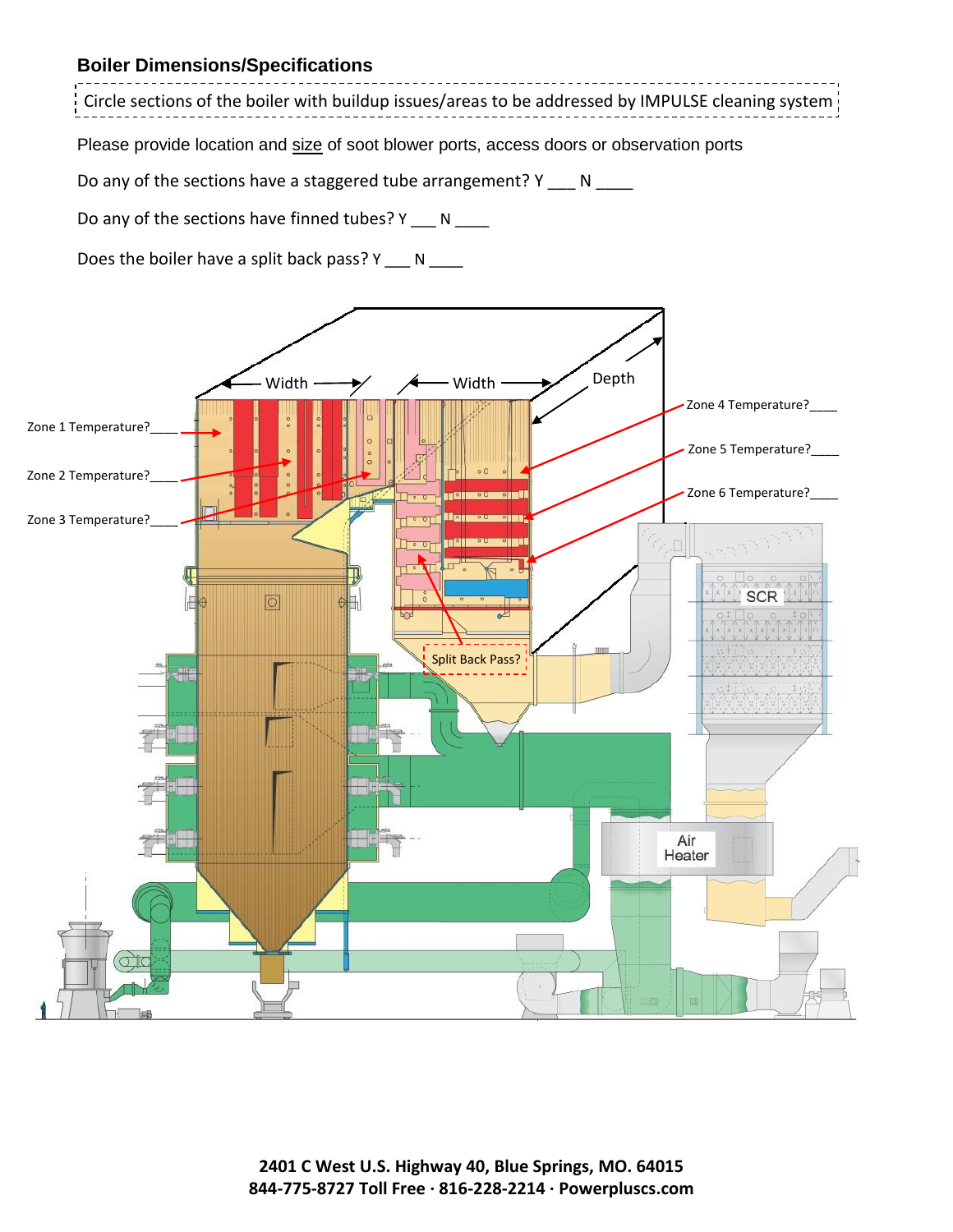## Boiler Dimensions/Specifications

Circle sections of the boiler with buildup issues/areas to be addressed by IMPULSE cleaning system

Please provide location and size of soot blower ports, access doors or observation ports

Do any of the sections have a staggered tube arrangement? Y ___ N ____

Do any of the sections have finned tubes? Y ___ N ____

Does the boiler have a split back pass? Y ___ N ____

Width

Width

Depth

Zone 1 Temperature?_____

Zone 2 Temperature?_____

Zone 3 Temperature?_____

Zone 4 Temperature?____

Zone 5 Temperature?____

Zone 6 Temperature?____

SCR

Split Back Pass?

Air Heater

**2401 C West U.S. Highway 40, Blue Springs, MO. 64015**
**844-775-8727 Toll Free · 816-228-2214 · Powerpluscs.com**